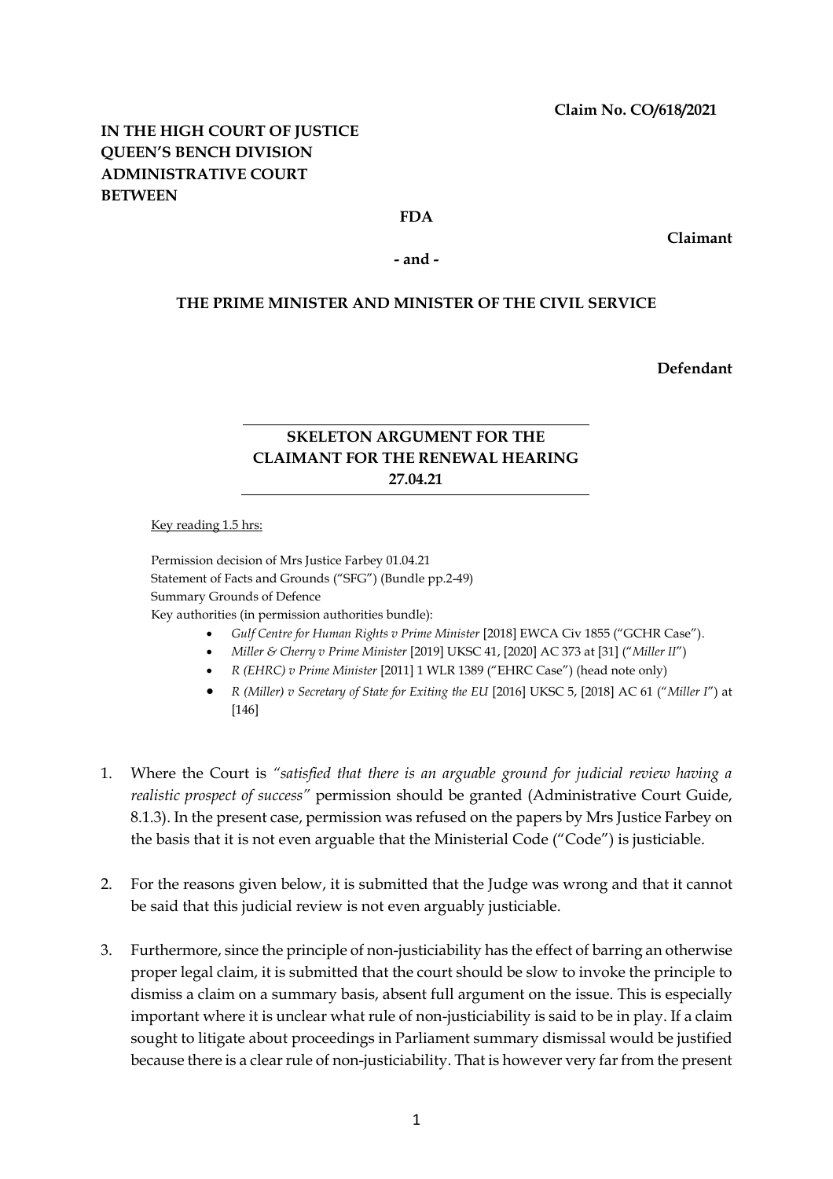**Claim No. CO/618/2021**

**IN THE HIGH COURT OF JUSTICE**
**QUEEN'S BENCH DIVISION**
**ADMINISTRATIVE COURT**
**BETWEEN**

**FDA**

**Claimant**

**- and -**

**THE PRIME MINISTER AND MINISTER OF THE CIVIL SERVICE**

**Defendant**

---

**SKELETON ARGUMENT FOR THE CLAIMANT FOR THE RENEWAL HEARING 27.04.21**

---

Key reading 1.5 hrs:

Permission decision of Mrs Justice Farbey 01.04.21
Statement of Facts and Grounds ("SFG") (Bundle pp.2-49)
Summary Grounds of Defence
Key authorities (in permission authorities bundle):

- *Gulf Centre for Human Rights v Prime Minister* [2018] EWCA Civ 1855 ("GCHR Case").
- *Miller & Cherry v Prime Minister* [2019] UKSC 41, [2020] AC 373 at [31] ("*Miller II*")
- *R (EHRC) v Prime Minister* [2011] 1 WLR 1389 ("EHRC Case") (head note only)
- *R (Miller) v Secretary of State for Exiting the EU* [2016] UKSC 5, [2018] AC 61 ("*Miller I*") at [146]

1. Where the Court is *"satisfied that there is an arguable ground for judicial review having a realistic prospect of success"* permission should be granted (Administrative Court Guide, 8.1.3). In the present case, permission was refused on the papers by Mrs Justice Farbey on the basis that it is not even arguable that the Ministerial Code ("Code") is justiciable.

2. For the reasons given below, it is submitted that the Judge was wrong and that it cannot be said that this judicial review is not even arguably justiciable.

3. Furthermore, since the principle of non-justiciability has the effect of barring an otherwise proper legal claim, it is submitted that the court should be slow to invoke the principle to dismiss a claim on a summary basis, absent full argument on the issue. This is especially important where it is unclear what rule of non-justiciability is said to be in play. If a claim sought to litigate about proceedings in Parliament summary dismissal would be justified because there is a clear rule of non-justiciability. That is however very far from the present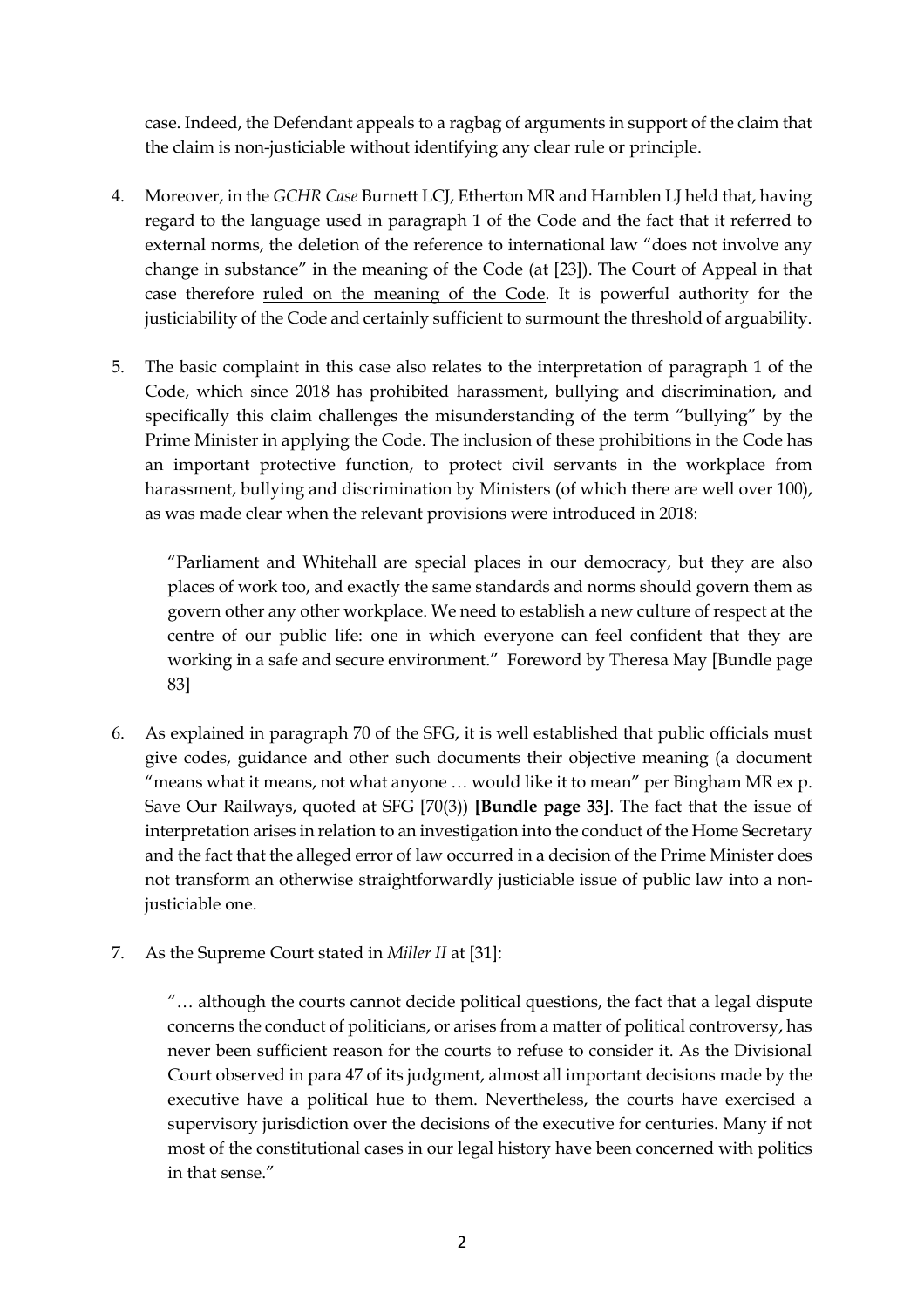case. Indeed, the Defendant appeals to a ragbag of arguments in support of the claim that the claim is non-justiciable without identifying any clear rule or principle.

4. Moreover, in the *GCHR Case* Burnett LCJ, Etherton MR and Hamblen LJ held that, having regard to the language used in paragraph 1 of the Code and the fact that it referred to external norms, the deletion of the reference to international law "does not involve any change in substance" in the meaning of the Code (at [23]). The Court of Appeal in that case therefore ruled on the meaning of the Code. It is powerful authority for the justiciability of the Code and certainly sufficient to surmount the threshold of arguability.

5. The basic complaint in this case also relates to the interpretation of paragraph 1 of the Code, which since 2018 has prohibited harassment, bullying and discrimination, and specifically this claim challenges the misunderstanding of the term "bullying" by the Prime Minister in applying the Code. The inclusion of these prohibitions in the Code has an important protective function, to protect civil servants in the workplace from harassment, bullying and discrimination by Ministers (of which there are well over 100), as was made clear when the relevant provisions were introduced in 2018:

   "Parliament and Whitehall are special places in our democracy, but they are also places of work too, and exactly the same standards and norms should govern them as govern other any other workplace. We need to establish a new culture of respect at the centre of our public life: one in which everyone can feel confident that they are working in a safe and secure environment." Foreword by Theresa May [Bundle page 83]

6. As explained in paragraph 70 of the SFG, it is well established that public officials must give codes, guidance and other such documents their objective meaning (a document "means what it means, not what anyone … would like it to mean" per Bingham MR ex p. Save Our Railways, quoted at SFG [70(3)) **[Bundle page 33]**. The fact that the issue of interpretation arises in relation to an investigation into the conduct of the Home Secretary and the fact that the alleged error of law occurred in a decision of the Prime Minister does not transform an otherwise straightforwardly justiciable issue of public law into a non-justiciable one.

7. As the Supreme Court stated in *Miller II* at [31]:

   "… although the courts cannot decide political questions, the fact that a legal dispute concerns the conduct of politicians, or arises from a matter of political controversy, has never been sufficient reason for the courts to refuse to consider it. As the Divisional Court observed in para 47 of its judgment, almost all important decisions made by the executive have a political hue to them. Nevertheless, the courts have exercised a supervisory jurisdiction over the decisions of the executive for centuries. Many if not most of the constitutional cases in our legal history have been concerned with politics in that sense."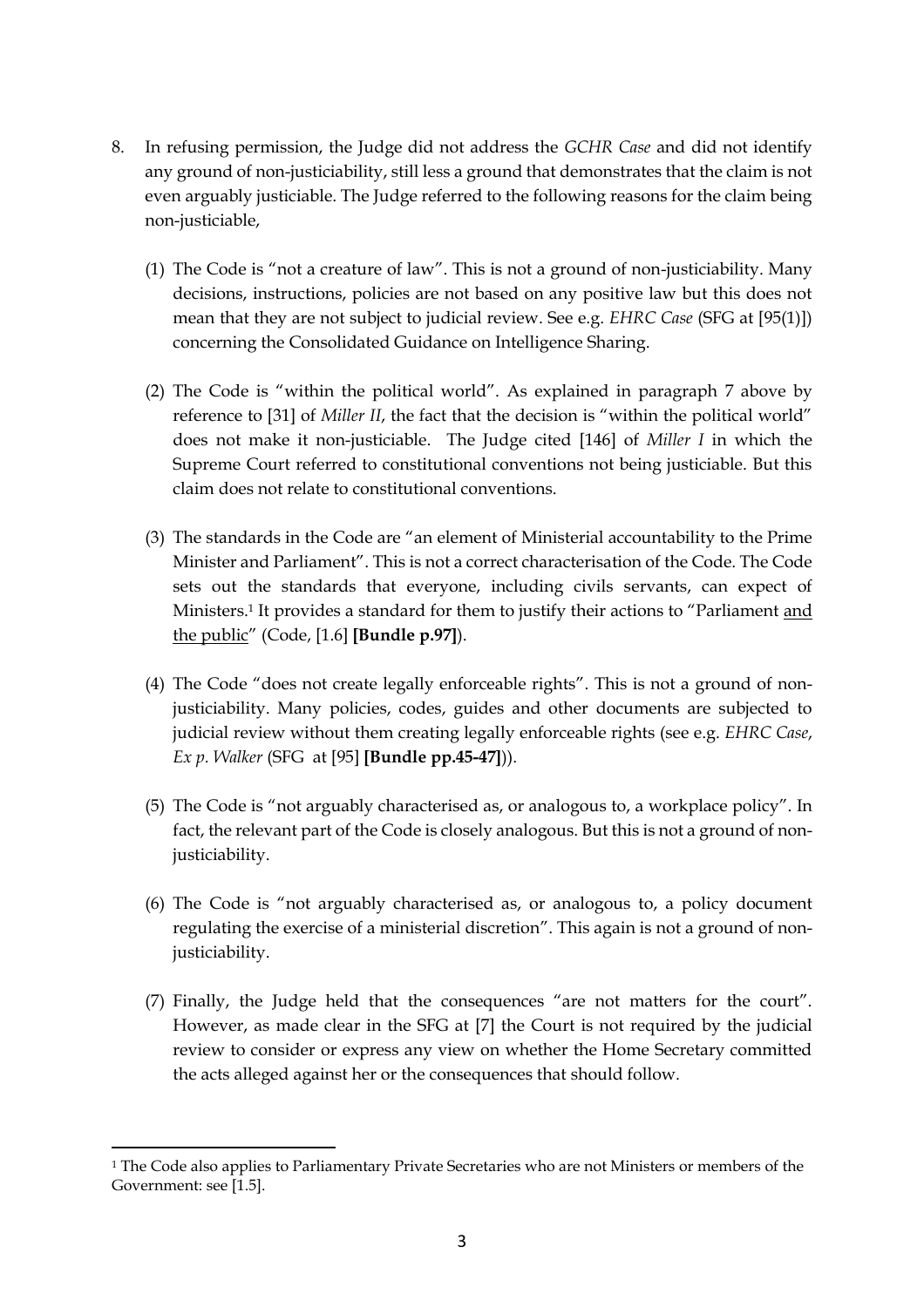8. In refusing permission, the Judge did not address the *GCHR Case* and did not identify any ground of non-justiciability, still less a ground that demonstrates that the claim is not even arguably justiciable. The Judge referred to the following reasons for the claim being non-justiciable,

   (1) The Code is "not a creature of law". This is not a ground of non-justiciability. Many decisions, instructions, policies are not based on any positive law but this does not mean that they are not subject to judicial review. See e.g. *EHRC Case* (SFG at [95(1)]) concerning the Consolidated Guidance on Intelligence Sharing.

   (2) The Code is "within the political world". As explained in paragraph 7 above by reference to [31] of *Miller II*, the fact that the decision is "within the political world" does not make it non-justiciable. The Judge cited [146] of *Miller I* in which the Supreme Court referred to constitutional conventions not being justiciable. But this claim does not relate to constitutional conventions.

   (3) The standards in the Code are "an element of Ministerial accountability to the Prime Minister and Parliament". This is not a correct characterisation of the Code. The Code sets out the standards that everyone, including civils servants, can expect of Ministers.[1] It provides a standard for them to justify their actions to "Parliament <u>and the public</u>" (Code, [1.6] **[Bundle p.97]**).

   (4) The Code "does not create legally enforceable rights". This is not a ground of non-justiciability. Many policies, codes, guides and other documents are subjected to judicial review without them creating legally enforceable rights (see e.g. *EHRC Case*, *Ex p. Walker* (SFG at [95] **[Bundle pp.45-47]**)).

   (5) The Code is "not arguably characterised as, or analogous to, a workplace policy". In fact, the relevant part of the Code is closely analogous. But this is not a ground of non-justiciability.

   (6) The Code is "not arguably characterised as, or analogous to, a policy document regulating the exercise of a ministerial discretion". This again is not a ground of non-justiciability.

   (7) Finally, the Judge held that the consequences "are not matters for the court". However, as made clear in the SFG at [7] the Court is not required by the judicial review to consider or express any view on whether the Home Secretary committed the acts alleged against her or the consequences that should follow.

---

[1] The Code also applies to Parliamentary Private Secretaries who are not Ministers or members of the Government: see [1.5].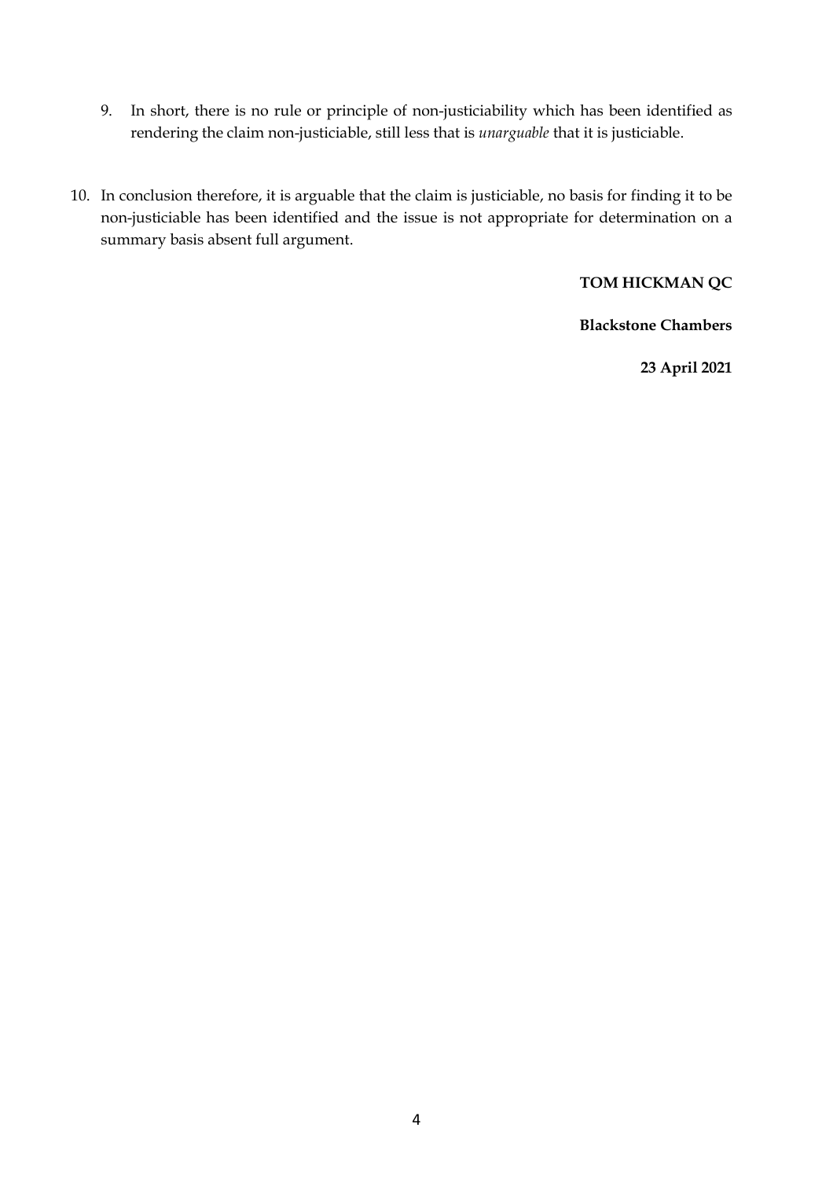9. In short, there is no rule or principle of non-justiciability which has been identified as rendering the claim non-justiciable, still less that is *unarguable* that it is justiciable.

10. In conclusion therefore, it is arguable that the claim is justiciable, no basis for finding it to be non-justiciable has been identified and the issue is not appropriate for determination on a summary basis absent full argument.

**TOM HICKMAN QC**

**Blackstone Chambers**

**23 April 2021**